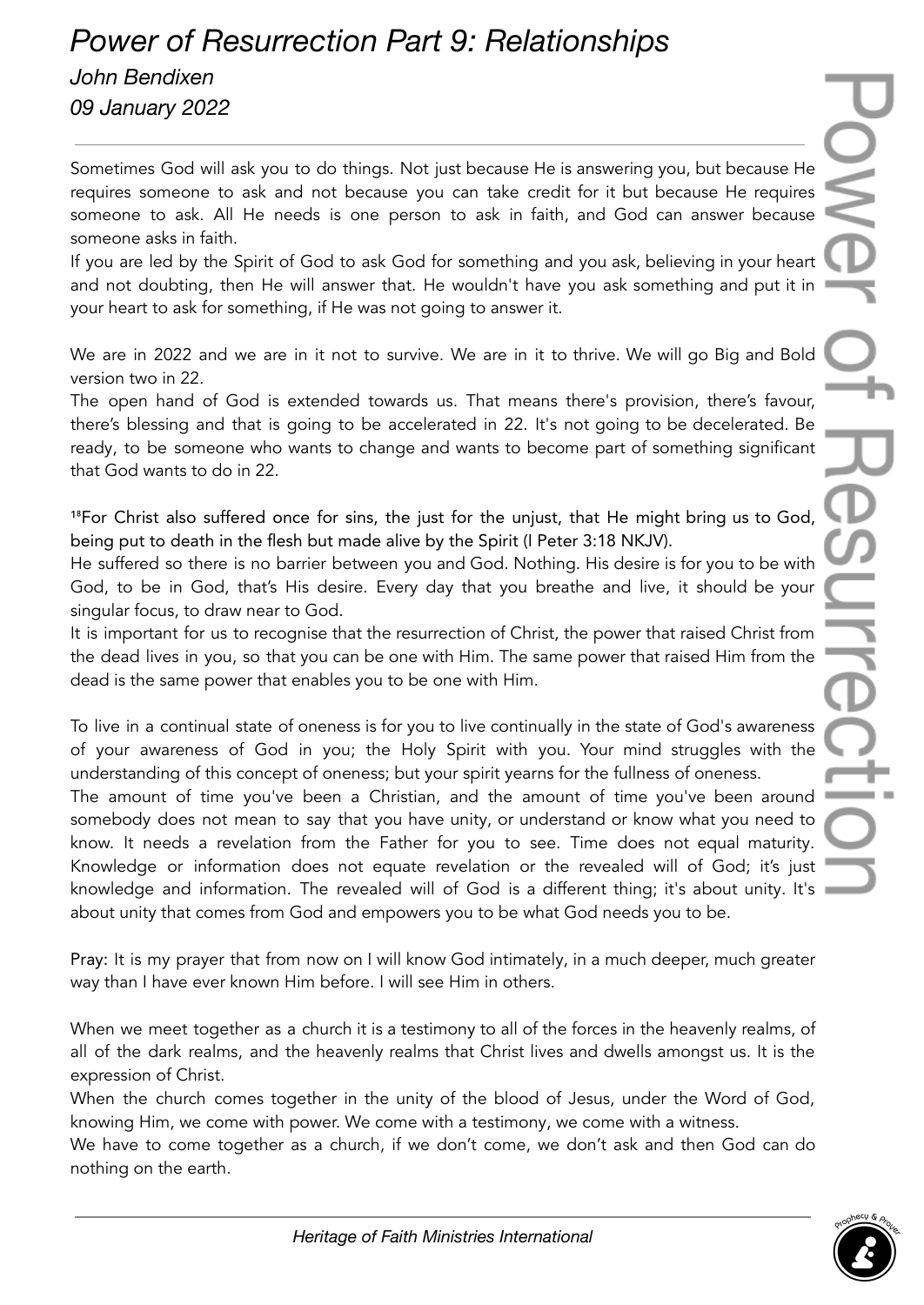# *Power of Resurrection Part 9: Relationships*

*John Bendixen*

*09 January 2022*

---

Sometimes God will ask you to do things. Not just because He is answering you, but because He requires someone to ask and not because you can take credit for it but because He requires someone to ask. All He needs is one person to ask in faith, and God can answer because someone asks in faith.

If you are led by the Spirit of God to ask God for something and you ask, believing in your heart and not doubting, then He will answer that. He wouldn't have you ask something and put it in your heart to ask for something, if He was not going to answer it.

We are in 2022 and we are in it not to survive. We are in it to thrive. We will go Big and Bold version two in 22.

The open hand of God is extended towards us. That means there's provision, there's favour, there's blessing and that is going to be accelerated in 22. It's not going to be decelerated. Be ready, to be someone who wants to change and wants to become part of something significant that God wants to do in 22.

[18]For Christ also suffered once for sins, the just for the unjust, that He might bring us to God, being put to death in the flesh but made alive by the Spirit (I Peter 3:18 NKJV).

He suffered so there is no barrier between you and God. Nothing. His desire is for you to be with God, to be in God, that's His desire. Every day that you breathe and live, it should be your singular focus, to draw near to God.

It is important for us to recognise that the resurrection of Christ, the power that raised Christ from the dead lives in you, so that you can be one with Him. The same power that raised Him from the dead is the same power that enables you to be one with Him.

To live in a continual state of oneness is for you to live continually in the state of God's awareness of your awareness of God in you; the Holy Spirit with you. Your mind struggles with the understanding of this concept of oneness; but your spirit yearns for the fullness of oneness.

The amount of time you've been a Christian, and the amount of time you've been around somebody does not mean to say that you have unity, or understand or know what you need to know. It needs a revelation from the Father for you to see. Time does not equal maturity. Knowledge or information does not equate revelation or the revealed will of God; it's just knowledge and information. The revealed will of God is a different thing; it's about unity. It's about unity that comes from God and empowers you to be what God needs you to be.

Pray: It is my prayer that from now on I will know God intimately, in a much deeper, much greater way than I have ever known Him before. I will see Him in others.

When we meet together as a church it is a testimony to all of the forces in the heavenly realms, of all of the dark realms, and the heavenly realms that Christ lives and dwells amongst us. It is the expression of Christ.

When the church comes together in the unity of the blood of Jesus, under the Word of God, knowing Him, we come with power. We come with a testimony, we come with a witness.

We have to come together as a church, if we don't come, we don't ask and then God can do nothing on the earth.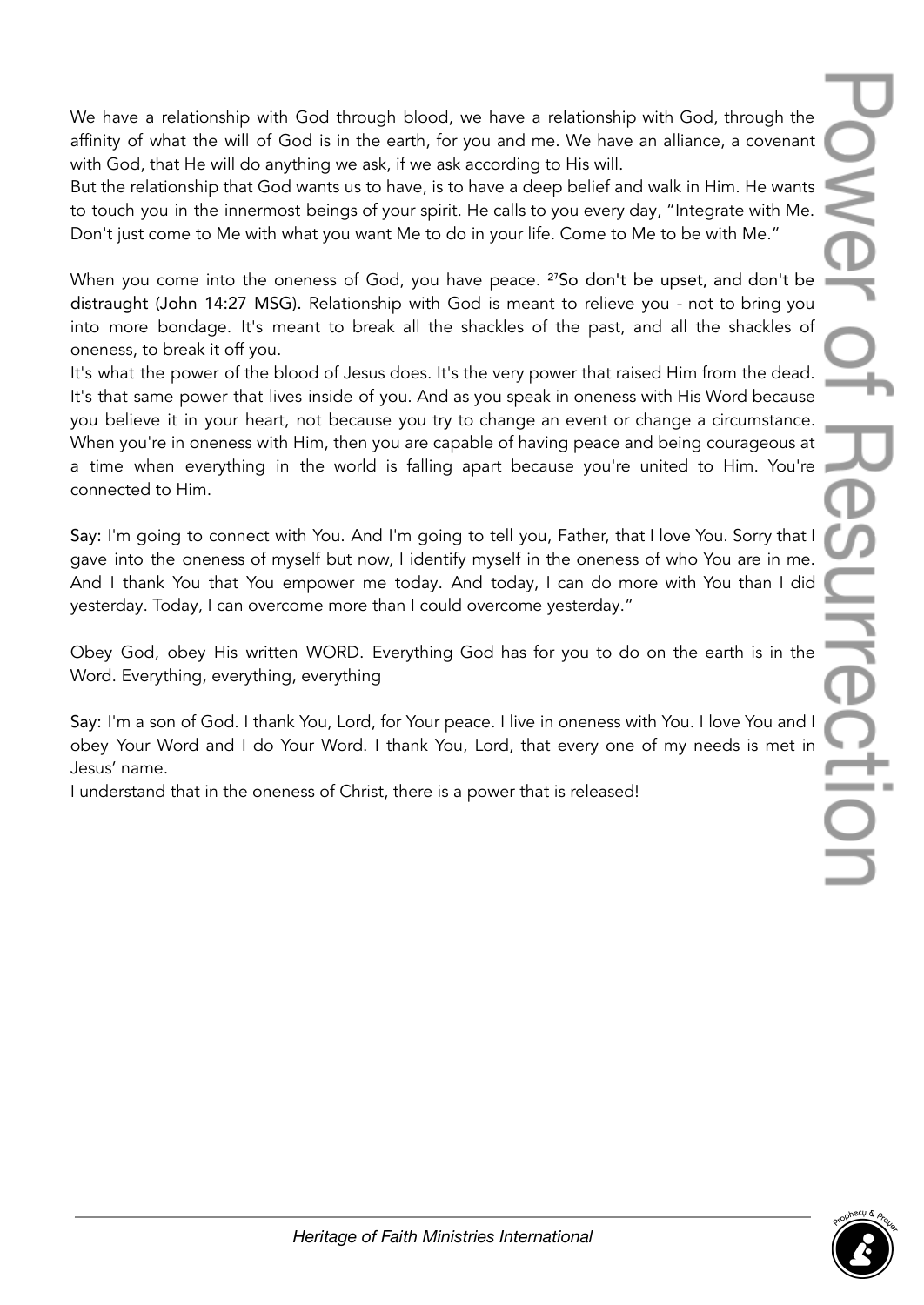We have a relationship with God through blood, we have a relationship with God, through the affinity of what the will of God is in the earth, for you and me. We have an alliance, a covenant with God, that He will do anything we ask, if we ask according to His will.

But the relationship that God wants us to have, is to have a deep belief and walk in Him. He wants to touch you in the innermost beings of your spirit. He calls to you every day, "Integrate with Me. Don't just come to Me with what you want Me to do in your life. Come to Me to be with Me."

When you come into the oneness of God, you have peace. [27]**So don't be upset, and don't be distraught (John 14:27 MSG).** Relationship with God is meant to relieve you - not to bring you into more bondage. It's meant to break all the shackles of the past, and all the shackles of oneness, to break it off you.

It's what the power of the blood of Jesus does. It's the very power that raised Him from the dead. It's that same power that lives inside of you. And as you speak in oneness with His Word because you believe it in your heart, not because you try to change an event or change a circumstance. When you're in oneness with Him, then you are capable of having peace and being courageous at a time when everything in the world is falling apart because you're united to Him. You're connected to Him.

**Say:** I'm going to connect with You. And I'm going to tell you, Father, that I love You. Sorry that I gave into the oneness of myself but now, I identify myself in the oneness of who You are in me. And I thank You that You empower me today. And today, I can do more with You than I did yesterday. Today, I can overcome more than I could overcome yesterday."

Obey God, obey His written WORD. Everything God has for you to do on the earth is in the Word. Everything, everything, everything

**Say:** I'm a son of God. I thank You, Lord, for Your peace. I live in oneness with You. I love You and I obey Your Word and I do Your Word. I thank You, Lord, that every one of my needs is met in Jesus' name.

I understand that in the oneness of Christ, there is a power that is released!